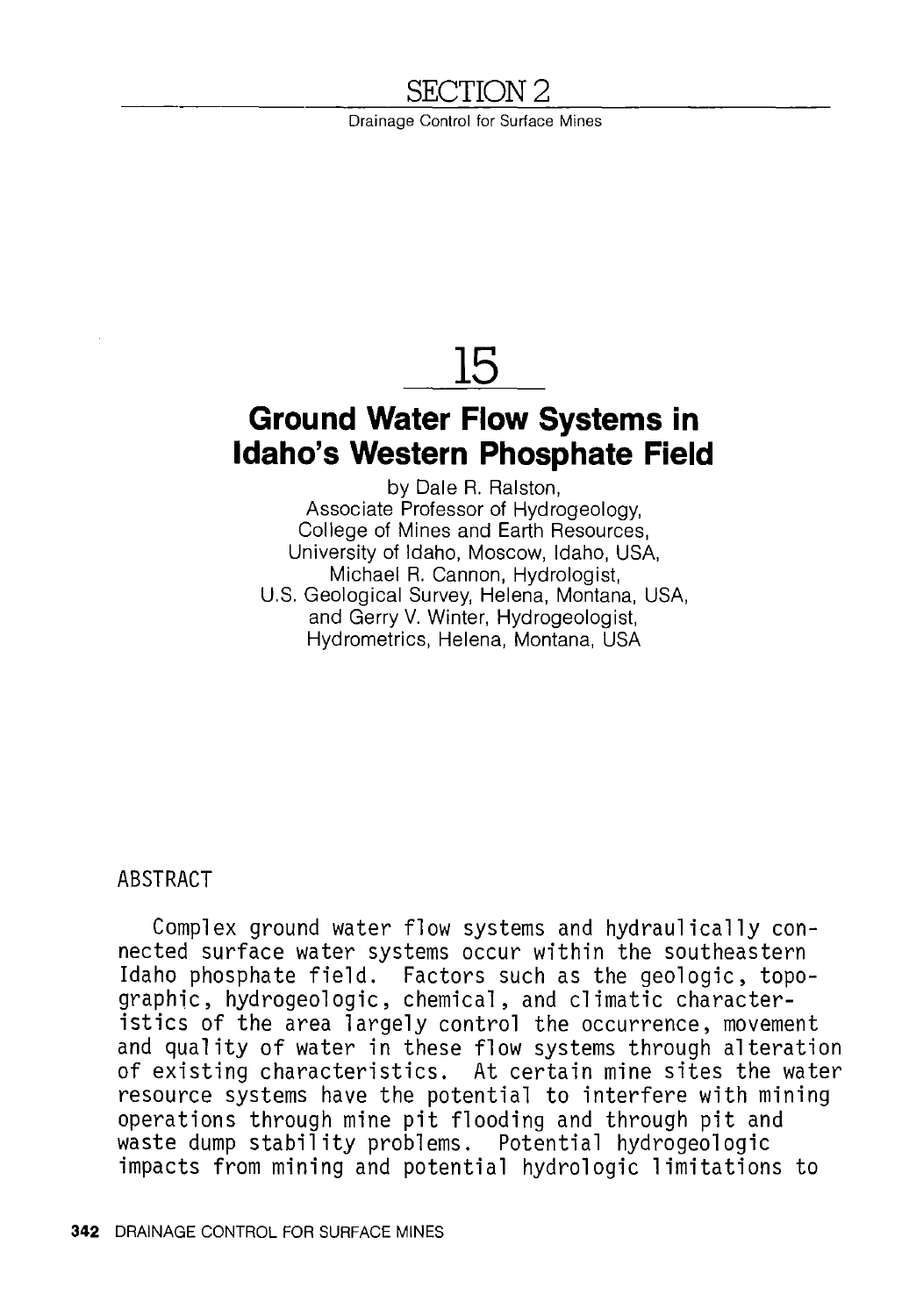# SECTION 2

Drainage Control for Surface Mines

# 15

## Ground Water Flow Systems in Idaho's Western Phosphate Field

by Dale R. Ralston,
Associate Professor of Hydrogeology,
College of Mines and Earth Resources,
University of Idaho, Moscow, Idaho, USA,
Michael R. Cannon, Hydrologist,
U.S. Geological Survey, Helena, Montana, USA,
and Gerry V. Winter, Hydrogeologist,
Hydrometrics, Helena, Montana, USA

### ABSTRACT

Complex ground water flow systems and hydraulically connected surface water systems occur within the southeastern Idaho phosphate field. Factors such as the geologic, topographic, hydrogeologic, chemical, and climatic characteristics of the area largely control the occurrence, movement and quality of water in these flow systems through alteration of existing characteristics. At certain mine sites the water resource systems have the potential to interfere with mining operations through mine pit flooding and through pit and waste dump stability problems. Potential hydrogeologic impacts from mining and potential hydrologic limitations to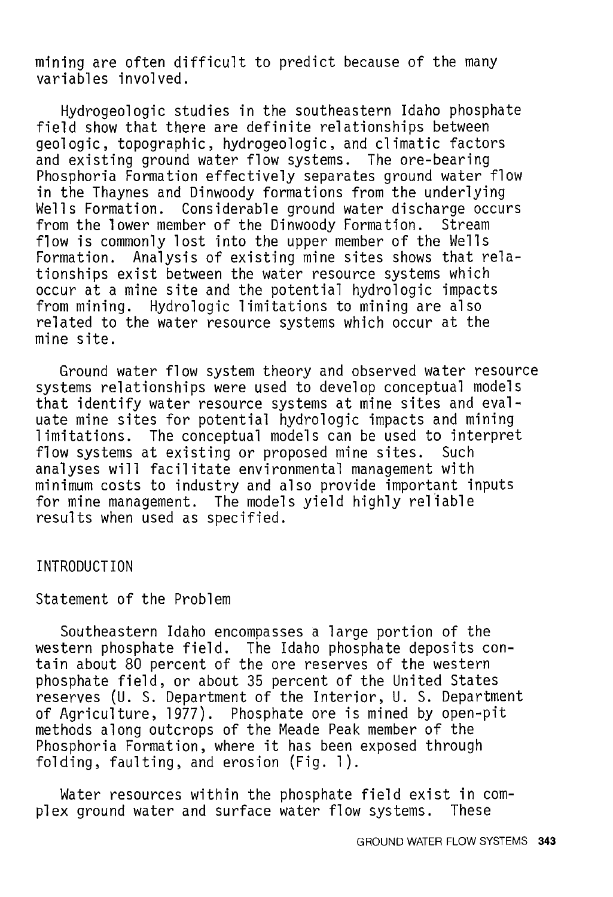mining are often difficult to predict because of the many variables involved.

Hydrogeologic studies in the southeastern Idaho phosphate field show that there are definite relationships between geologic, topographic, hydrogeologic, and climatic factors and existing ground water flow systems. The ore-bearing Phosphoria Formation effectively separates ground water flow in the Thaynes and Dinwoody formations from the underlying Wells Formation. Considerable ground water discharge occurs from the lower member of the Dinwoody Formation. Stream flow is commonly lost into the upper member of the Wells Formation. Analysis of existing mine sites shows that relationships exist between the water resource systems which occur at a mine site and the potential hydrologic impacts from mining. Hydrologic limitations to mining are also related to the water resource systems which occur at the mine site.

Ground water flow system theory and observed water resource systems relationships were used to develop conceptual models that identify water resource systems at mine sites and evaluate mine sites for potential hydrologic impacts and mining limitations. The conceptual models can be used to interpret flow systems at existing or proposed mine sites. Such analyses will facilitate environmental management with minimum costs to industry and also provide important inputs for mine management. The models yield highly reliable results when used as specified.

## INTRODUCTION

### Statement of the Problem

Southeastern Idaho encompasses a large portion of the western phosphate field. The Idaho phosphate deposits contain about 80 percent of the ore reserves of the western phosphate field, or about 35 percent of the United States reserves (U. S. Department of the Interior, U. S. Department of Agriculture, 1977). Phosphate ore is mined by open-pit methods along outcrops of the Meade Peak member of the Phosphoria Formation, where it has been exposed through folding, faulting, and erosion (Fig. 1).

Water resources within the phosphate field exist in complex ground water and surface water flow systems. These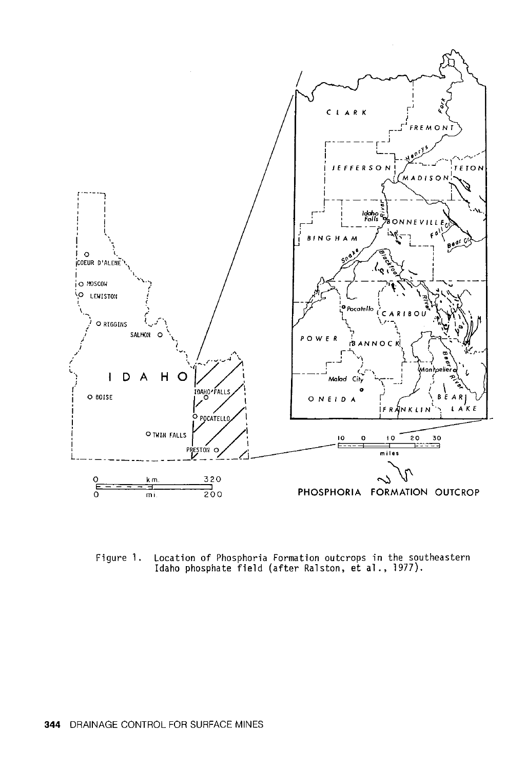Figure 1. Location of Phosphoria Formation outcrops in the southeastern Idaho phosphate field (after Ralston, et al., 1977).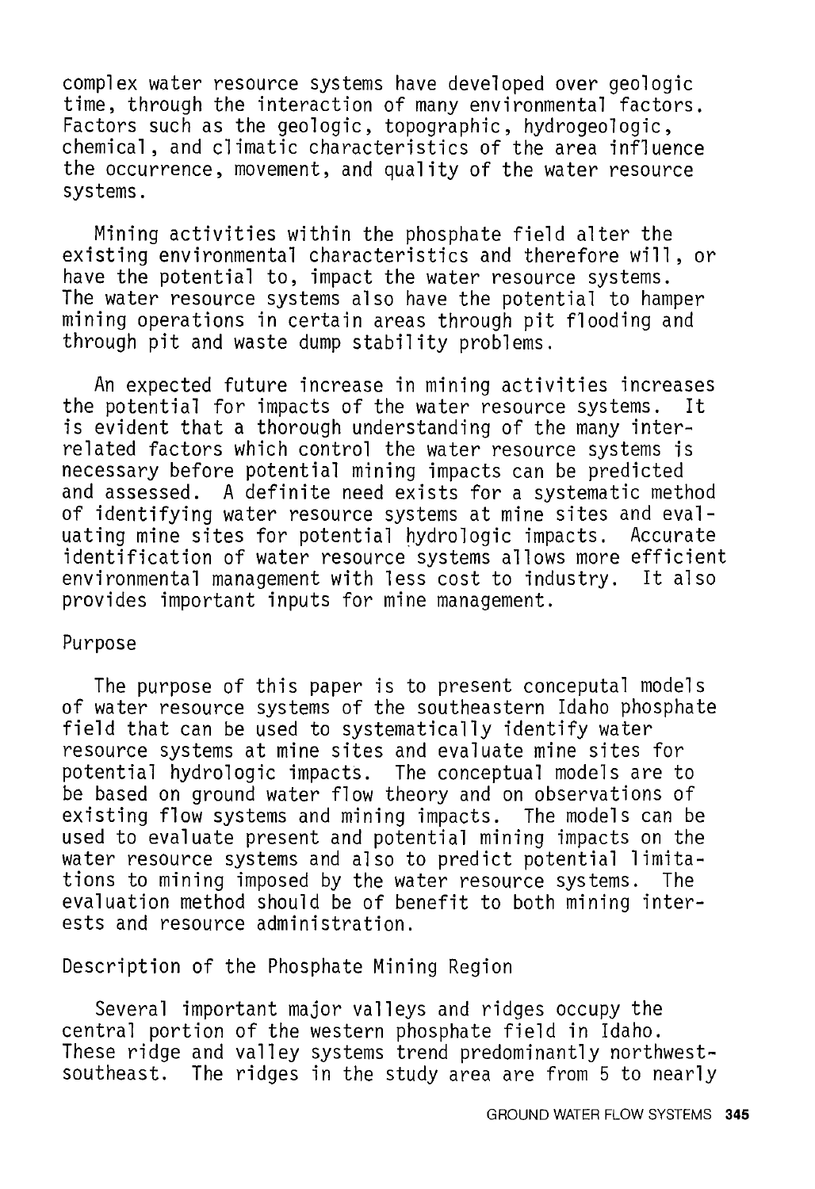complex water resource systems have developed over geologic time, through the interaction of many environmental factors. Factors such as the geologic, topographic, hydrogeologic, chemical, and climatic characteristics of the area influence the occurrence, movement, and quality of the water resource systems.

Mining activities within the phosphate field alter the existing environmental characteristics and therefore will, or have the potential to, impact the water resource systems. The water resource systems also have the potential to hamper mining operations in certain areas through pit flooding and through pit and waste dump stability problems.

An expected future increase in mining activities increases the potential for impacts of the water resource systems. It is evident that a thorough understanding of the many interrelated factors which control the water resource systems is necessary before potential mining impacts can be predicted and assessed. A definite need exists for a systematic method of identifying water resource systems at mine sites and evaluating mine sites for potential hydrologic impacts. Accurate identification of water resource systems allows more efficient environmental management with less cost to industry. It also provides important inputs for mine management.

## Purpose

The purpose of this paper is to present conceputal models of water resource systems of the southeastern Idaho phosphate field that can be used to systematically identify water resource systems at mine sites and evaluate mine sites for potential hydrologic impacts. The conceptual models are to be based on ground water flow theory and on observations of existing flow systems and mining impacts. The models can be used to evaluate present and potential mining impacts on the water resource systems and also to predict potential limitations to mining imposed by the water resource systems. The evaluation method should be of benefit to both mining interests and resource administration.

## Description of the Phosphate Mining Region

Several important major valleys and ridges occupy the central portion of the western phosphate field in Idaho. These ridge and valley systems trend predominantly northwest-southeast. The ridges in the study area are from 5 to nearly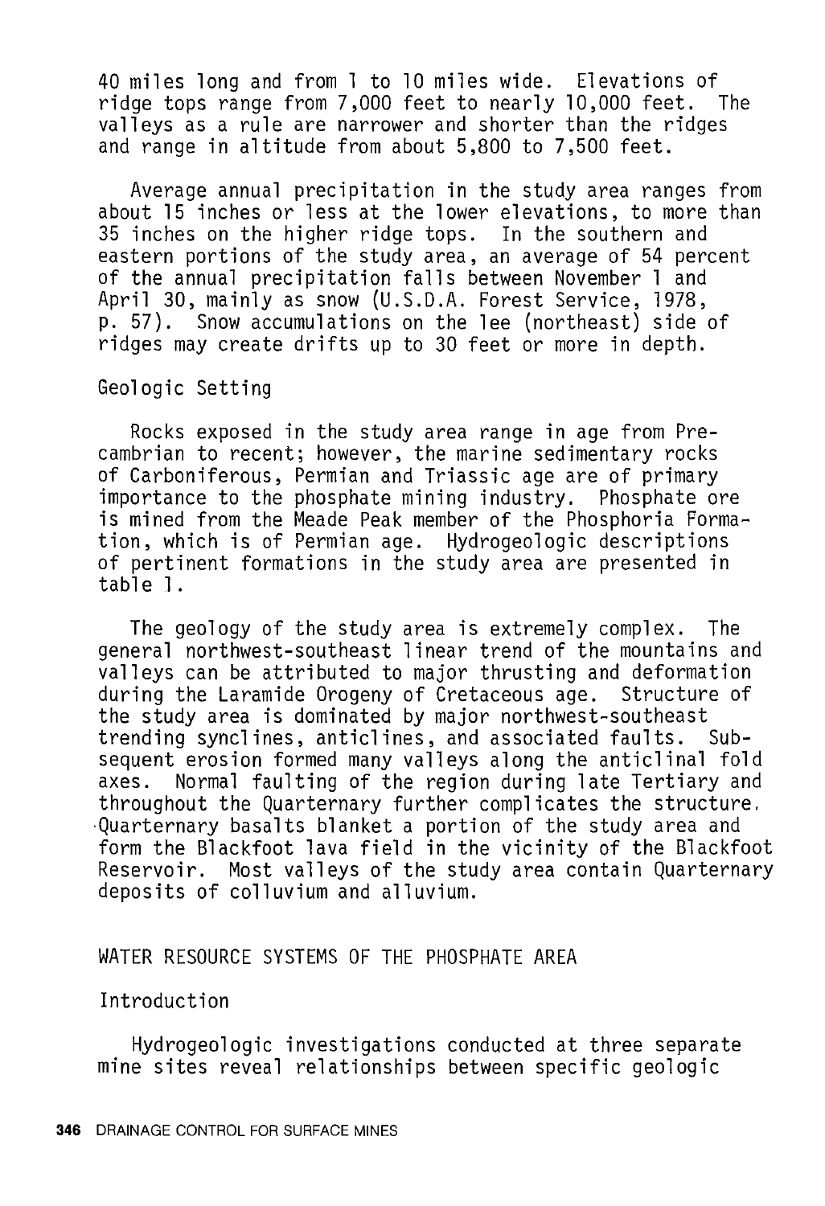40 miles long and from 1 to 10 miles wide. Elevations of ridge tops range from 7,000 feet to nearly 10,000 feet. The valleys as a rule are narrower and shorter than the ridges and range in altitude from about 5,800 to 7,500 feet.

Average annual precipitation in the study area ranges from about 15 inches or less at the lower elevations, to more than 35 inches on the higher ridge tops. In the southern and eastern portions of the study area, an average of 54 percent of the annual precipitation falls between November 1 and April 30, mainly as snow (U.S.D.A. Forest Service, 1978, p. 57). Snow accumulations on the lee (northeast) side of ridges may create drifts up to 30 feet or more in depth.

### Geologic Setting

Rocks exposed in the study area range in age from Precambrian to recent; however, the marine sedimentary rocks of Carboniferous, Permian and Triassic age are of primary importance to the phosphate mining industry. Phosphate ore is mined from the Meade Peak member of the Phosphoria Formation, which is of Permian age. Hydrogeologic descriptions of pertinent formations in the study area are presented in table 1.

The geology of the study area is extremely complex. The general northwest-southeast linear trend of the mountains and valleys can be attributed to major thrusting and deformation during the Laramide Orogeny of Cretaceous age. Structure of the study area is dominated by major northwest-southeast trending synclines, anticlines, and associated faults. Subsequent erosion formed many valleys along the anticlinal fold axes. Normal faulting of the region during late Tertiary and throughout the Quarternary further complicates the structure. Quarternary basalts blanket a portion of the study area and form the Blackfoot lava field in the vicinity of the Blackfoot Reservoir. Most valleys of the study area contain Quarternary deposits of colluvium and alluvium.

## WATER RESOURCE SYSTEMS OF THE PHOSPHATE AREA

### Introduction

Hydrogeologic investigations conducted at three separate mine sites reveal relationships between specific geologic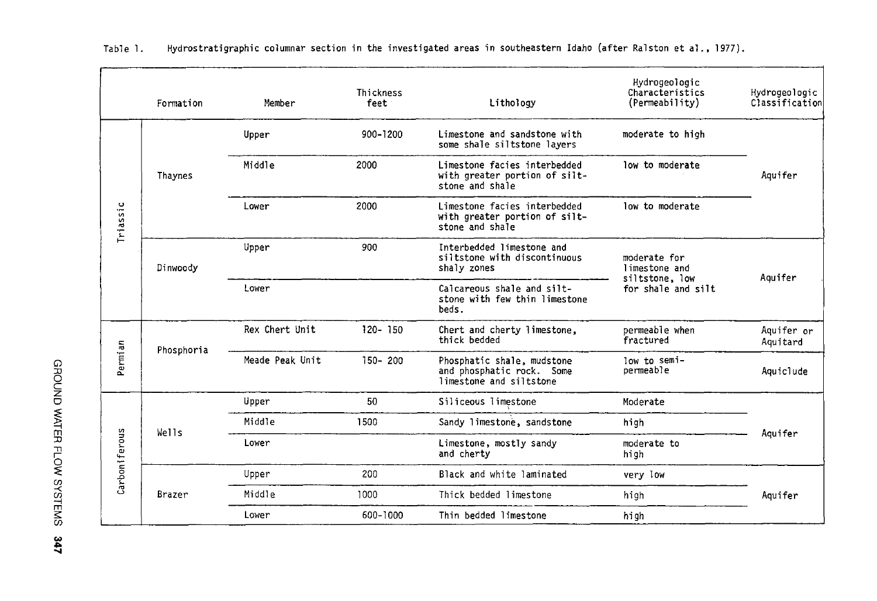Table 1. Hydrostratigraphic columnar section in the investigated areas in southeastern Idaho (after Ralston et al., 1977).

| | Formation | Member | Thickness feet | Lithology | Hydrogeologic Characteristics (Permeability) | Hydrogeologic Classification |
|---|---|---|---|---|---|---|
| Triassic | Thaynes | Upper | 900-1200 | Limestone and sandstone with some shale siltstone layers | moderate to high | Aquifer |
| | | Middle | 2000 | Limestone facies interbedded with greater portion of siltstone and shale | low to moderate | |
| | | Lower | 2000 | Limestone facies interbedded with greater portion of siltstone and shale | low to moderate | |
| | Dinwoody | Upper | 900 | Interbedded limestone and siltstone with discontinuous shaly zones | moderate for limestone and siltstone, low for shale and silt | Aquifer |
| | | Lower | | Calcareous shale and siltstone with few thin limestone beds. | | |
| Permian | Phosphoria | Rex Chert Unit | 120- 150 | Chert and cherty limestone, thick bedded | permeable when fractured | Aquifer or Aquitard |
| | | Meade Peak Unit | 150- 200 | Phosphatic shale, mudstone and phosphatic rock. Some limestone and siltstone | low to semi-permeable | Aquiclude |
| Carboniferous | Wells | Upper | 50 | Siliceous limestone | Moderate | Aquifer |
| | | Middle | 1500 | Sandy limestone, sandstone | high | |
| | | Lower | | Limestone, mostly sandy and cherty | moderate to high | |
| | Brazer | Upper | 200 | Black and white laminated | very low | Aquifer |
| | | Middle | 1000 | Thick bedded limestone | high | |
| | | Lower | 600-1000 | Thin bedded limestone | high | |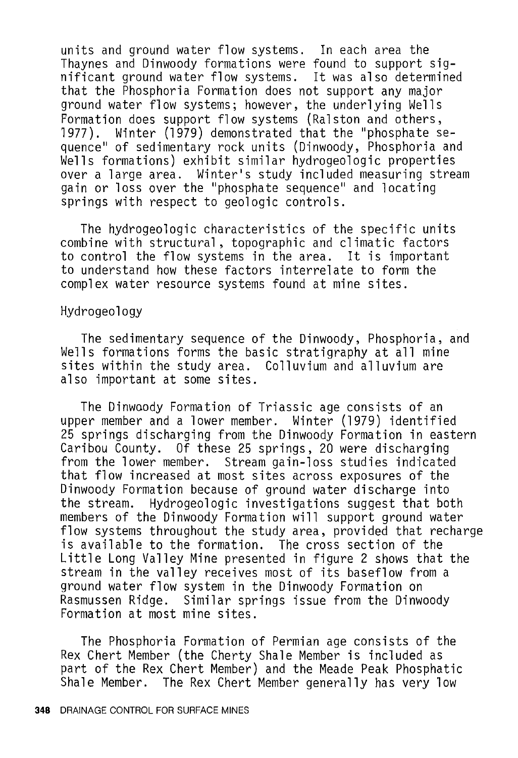units and ground water flow systems. In each area the Thaynes and Dinwoody formations were found to support significant ground water flow systems. It was also determined that the Phosphoria Formation does not support any major ground water flow systems; however, the underlying Wells Formation does support flow systems (Ralston and others, 1977). Winter (1979) demonstrated that the "phosphate sequence" of sedimentary rock units (Dinwoody, Phosphoria and Wells formations) exhibit similar hydrogeologic properties over a large area. Winter's study included measuring stream gain or loss over the "phosphate sequence" and locating springs with respect to geologic controls.

The hydrogeologic characteristics of the specific units combine with structural, topographic and climatic factors to control the flow systems in the area. It is important to understand how these factors interrelate to form the complex water resource systems found at mine sites.

## Hydrogeology

The sedimentary sequence of the Dinwoody, Phosphoria, and Wells formations forms the basic stratigraphy at all mine sites within the study area. Colluvium and alluvium are also important at some sites.

The Dinwoody Formation of Triassic age consists of an upper member and a lower member. Winter (1979) identified 25 springs discharging from the Dinwoody Formation in eastern Caribou County. Of these 25 springs, 20 were discharging from the lower member. Stream gain-loss studies indicated that flow increased at most sites across exposures of the Dinwoody Formation because of ground water discharge into the stream. Hydrogeologic investigations suggest that both members of the Dinwoody Formation will support ground water flow systems throughout the study area, provided that recharge is available to the formation. The cross section of the Little Long Valley Mine presented in figure 2 shows that the stream in the valley receives most of its baseflow from a ground water flow system in the Dinwoody Formation on Rasmussen Ridge. Similar springs issue from the Dinwoody Formation at most mine sites.

The Phosphoria Formation of Permian age consists of the Rex Chert Member (the Cherty Shale Member is included as part of the Rex Chert Member) and the Meade Peak Phosphatic Shale Member. The Rex Chert Member generally has very low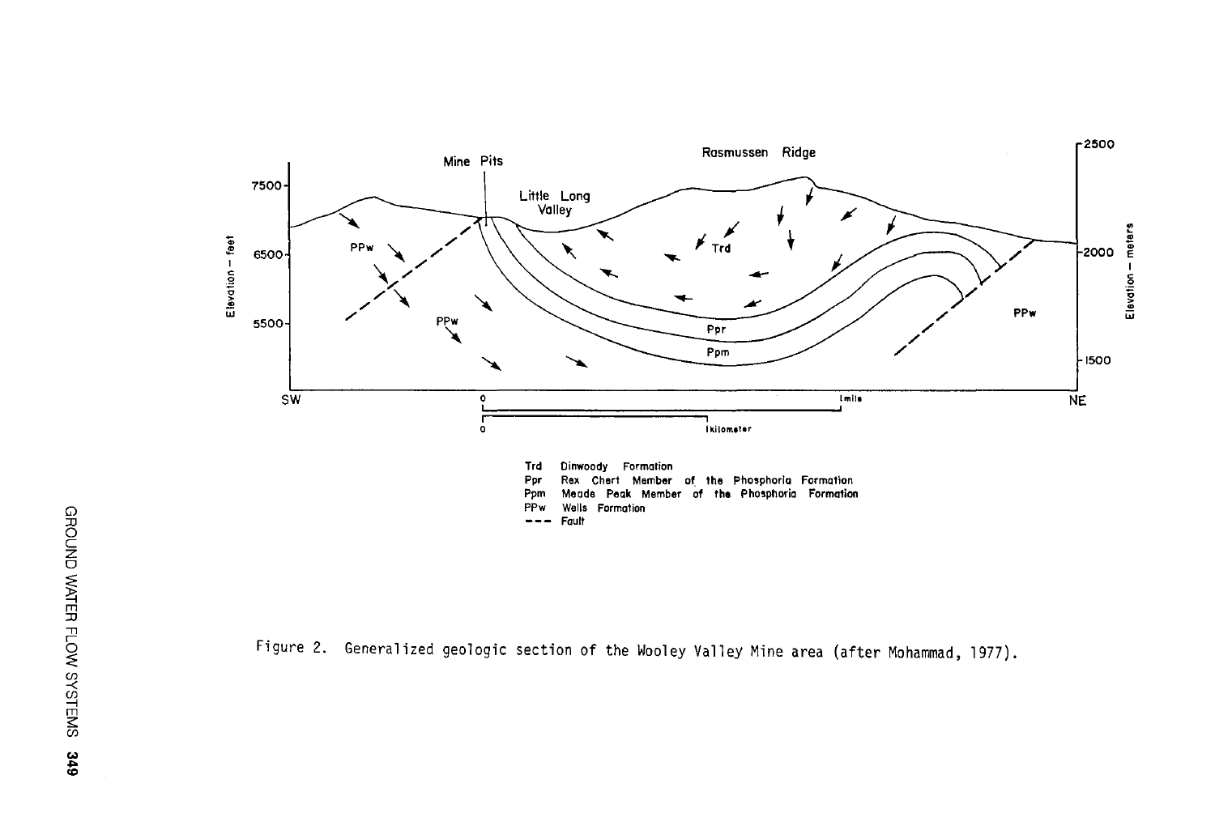Figure 2. Generalized geologic section of the Wooley Valley Mine area (after Mohammad, 1977).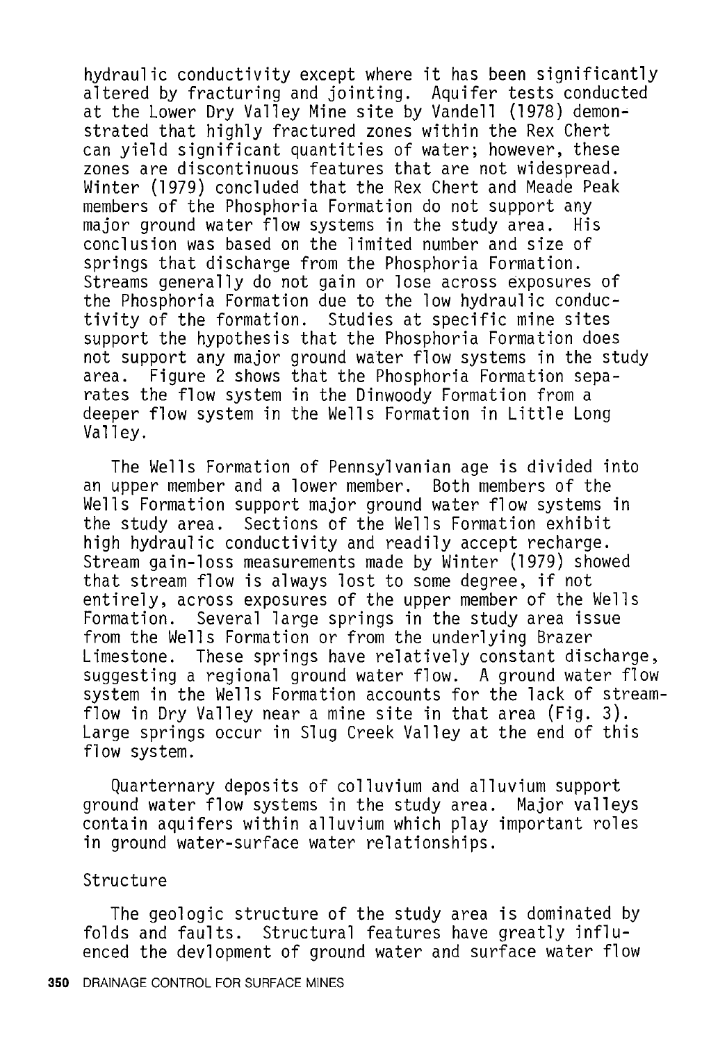hydraulic conductivity except where it has been significantly altered by fracturing and jointing. Aquifer tests conducted at the Lower Dry Valley Mine site by Vandell (1978) demonstrated that highly fractured zones within the Rex Chert can yield significant quantities of water; however, these zones are discontinuous features that are not widespread. Winter (1979) concluded that the Rex Chert and Meade Peak members of the Phosphoria Formation do not support any major ground water flow systems in the study area. His conclusion was based on the limited number and size of springs that discharge from the Phosphoria Formation. Streams generally do not gain or lose across exposures of the Phosphoria Formation due to the low hydraulic conductivity of the formation. Studies at specific mine sites support the hypothesis that the Phosphoria Formation does not support any major ground water flow systems in the study area. Figure 2 shows that the Phosphoria Formation separates the flow system in the Dinwoody Formation from a deeper flow system in the Wells Formation in Little Long Valley.

The Wells Formation of Pennsylvanian age is divided into an upper member and a lower member. Both members of the Wells Formation support major ground water flow systems in the study area. Sections of the Wells Formation exhibit high hydraulic conductivity and readily accept recharge. Stream gain-loss measurements made by Winter (1979) showed that stream flow is always lost to some degree, if not entirely, across exposures of the upper member of the Wells Formation. Several large springs in the study area issue from the Wells Formation or from the underlying Brazer Limestone. These springs have relatively constant discharge, suggesting a regional ground water flow. A ground water flow system in the Wells Formation accounts for the lack of streamflow in Dry Valley near a mine site in that area (Fig. 3). Large springs occur in Slug Creek Valley at the end of this flow system.

Quarternary deposits of colluvium and alluvium support ground water flow systems in the study area. Major valleys contain aquifers within alluvium which play important roles in ground water-surface water relationships.

### Structure

The geologic structure of the study area is dominated by folds and faults. Structural features have greatly influenced the devlopment of ground water and surface water flow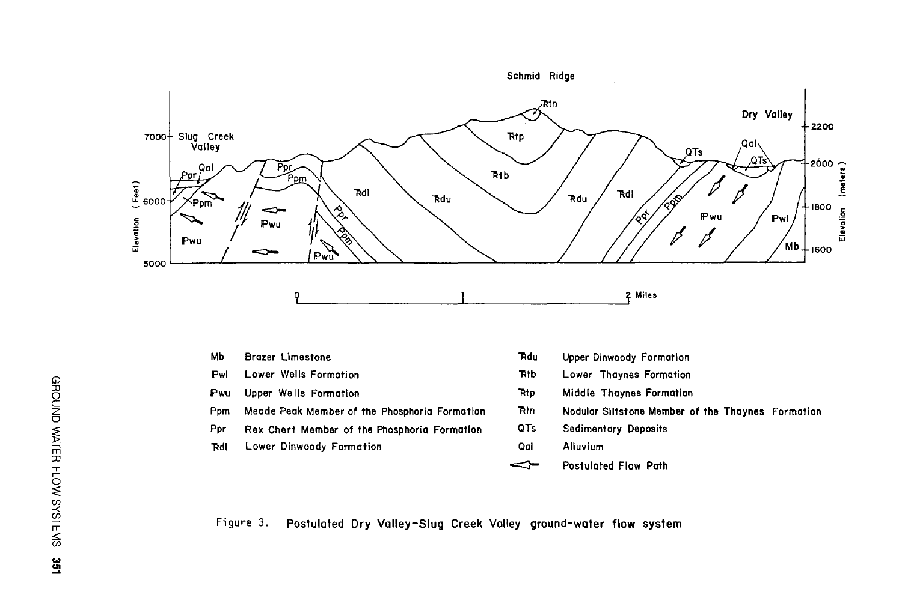| | | | |
|---|---|---|---|
| Mb | Brazer Limestone | $\bar{R}$du | Upper Dinwoody Formation |
| $I\!P$wl | Lower Wells Formation | $\bar{R}$tb | Lower Thaynes Formation |
| $I\!P$wu | Upper Wells Formation | $\bar{R}$tp | Middle Thaynes Formation |
| Ppm | Meade Peak Member of the Phosphoria Formation | $\bar{R}$tn | Nodular Siltstone Member of the Thaynes Formation |
| Ppr | Rex Chert Member of the Phosphoria Formation | QTs | Sedimentary Deposits |
| $\bar{R}$dl | Lower Dinwoody Formation | Qal | Alluvium |
| | | ⟵ | Postulated Flow Path |

Figure 3. Postulated Dry Valley-Slug Creek Valley ground-water flow system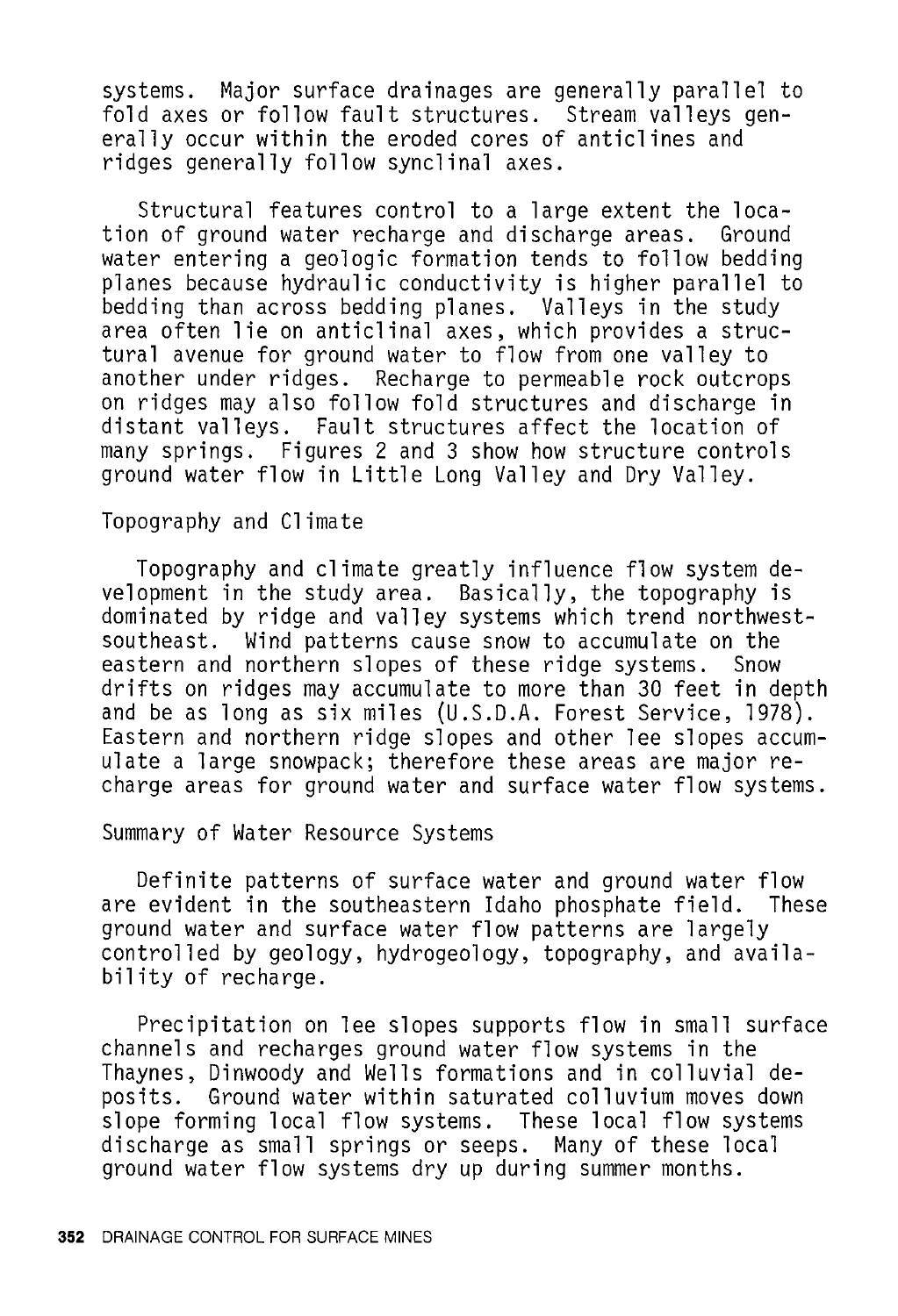systems. Major surface drainages are generally parallel to fold axes or follow fault structures. Stream valleys generally occur within the eroded cores of anticlines and ridges generally follow synclinal axes.

Structural features control to a large extent the location of ground water recharge and discharge areas. Ground water entering a geologic formation tends to follow bedding planes because hydraulic conductivity is higher parallel to bedding than across bedding planes. Valleys in the study area often lie on anticlinal axes, which provides a structural avenue for ground water to flow from one valley to another under ridges. Recharge to permeable rock outcrops on ridges may also follow fold structures and discharge in distant valleys. Fault structures affect the location of many springs. Figures 2 and 3 show how structure controls ground water flow in Little Long Valley and Dry Valley.

### Topography and Climate

Topography and climate greatly influence flow system development in the study area. Basically, the topography is dominated by ridge and valley systems which trend northwest-southeast. Wind patterns cause snow to accumulate on the eastern and northern slopes of these ridge systems. Snow drifts on ridges may accumulate to more than 30 feet in depth and be as long as six miles (U.S.D.A. Forest Service, 1978). Eastern and northern ridge slopes and other lee slopes accumulate a large snowpack; therefore these areas are major recharge areas for ground water and surface water flow systems.

### Summary of Water Resource Systems

Definite patterns of surface water and ground water flow are evident in the southeastern Idaho phosphate field. These ground water and surface water flow patterns are largely controlled by geology, hydrogeology, topography, and availability of recharge.

Precipitation on lee slopes supports flow in small surface channels and recharges ground water flow systems in the Thaynes, Dinwoody and Wells formations and in colluvial deposits. Ground water within saturated colluvium moves down slope forming local flow systems. These local flow systems discharge as small springs or seeps. Many of these local ground water flow systems dry up during summer months.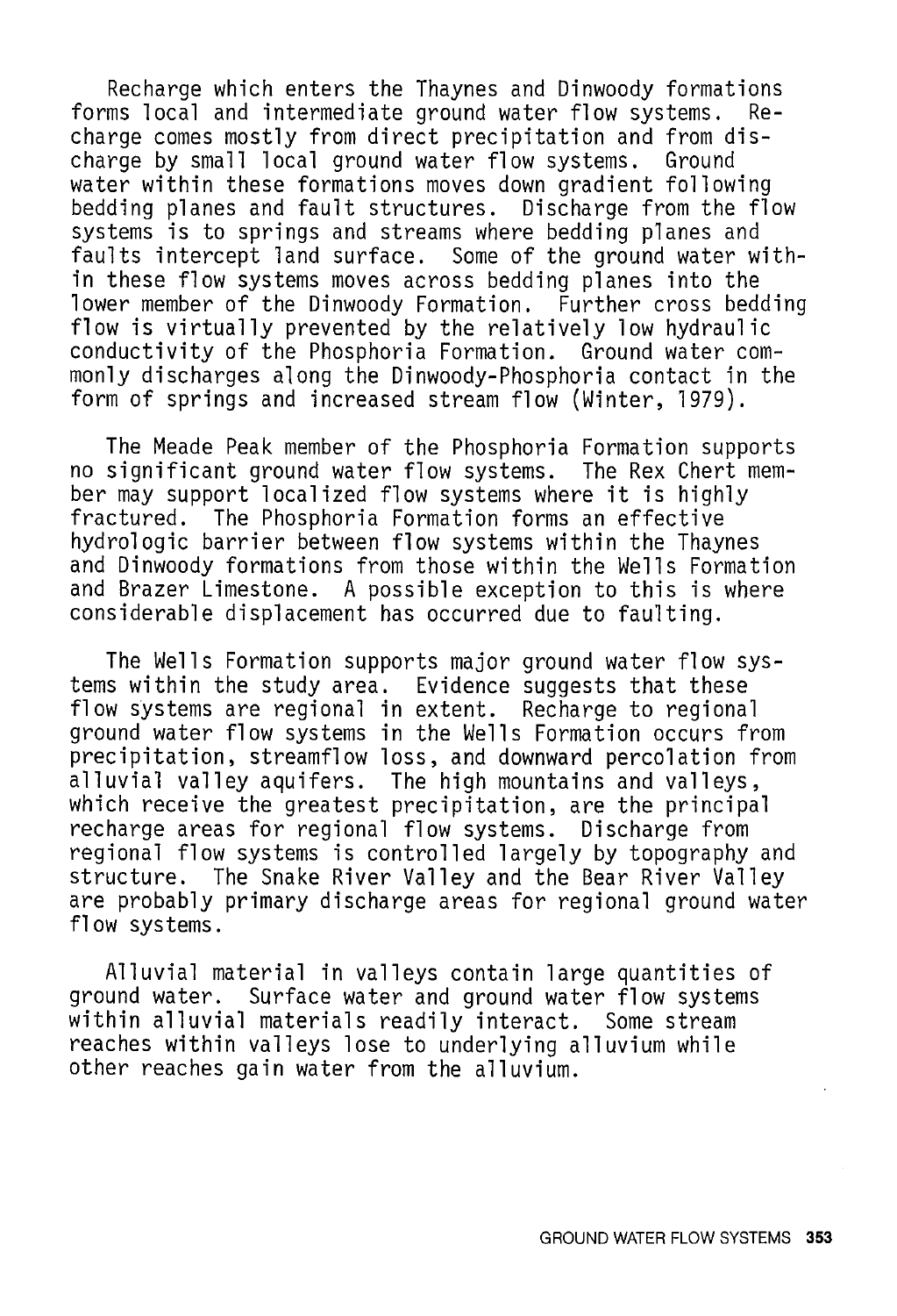Recharge which enters the Thaynes and Dinwoody formations forms local and intermediate ground water flow systems. Recharge comes mostly from direct precipitation and from discharge by small local ground water flow systems. Ground water within these formations moves down gradient following bedding planes and fault structures. Discharge from the flow systems is to springs and streams where bedding planes and faults intercept land surface. Some of the ground water within these flow systems moves across bedding planes into the lower member of the Dinwoody Formation. Further cross bedding flow is virtually prevented by the relatively low hydraulic conductivity of the Phosphoria Formation. Ground water commonly discharges along the Dinwoody-Phosphoria contact in the form of springs and increased stream flow (Winter, 1979).

The Meade Peak member of the Phosphoria Formation supports no significant ground water flow systems. The Rex Chert member may support localized flow systems where it is highly fractured. The Phosphoria Formation forms an effective hydrologic barrier between flow systems within the Thaynes and Dinwoody formations from those within the Wells Formation and Brazer Limestone. A possible exception to this is where considerable displacement has occurred due to faulting.

The Wells Formation supports major ground water flow systems within the study area. Evidence suggests that these flow systems are regional in extent. Recharge to regional ground water flow systems in the Wells Formation occurs from precipitation, streamflow loss, and downward percolation from alluvial valley aquifers. The high mountains and valleys, which receive the greatest precipitation, are the principal recharge areas for regional flow systems. Discharge from regional flow systems is controlled largely by topography and structure. The Snake River Valley and the Bear River Valley are probably primary discharge areas for regional ground water flow systems.

Alluvial material in valleys contain large quantities of ground water. Surface water and ground water flow systems within alluvial materials readily interact. Some stream reaches within valleys lose to underlying alluvium while other reaches gain water from the alluvium.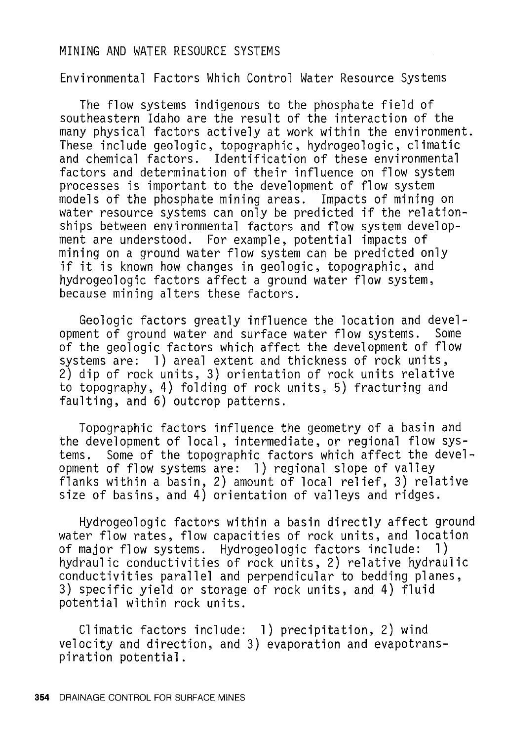## MINING AND WATER RESOURCE SYSTEMS

### Environmental Factors Which Control Water Resource Systems

The flow systems indigenous to the phosphate field of southeastern Idaho are the result of the interaction of the many physical factors actively at work within the environment. These include geologic, topographic, hydrogeologic, climatic and chemical factors. Identification of these environmental factors and determination of their influence on flow system processes is important to the development of flow system models of the phosphate mining areas. Impacts of mining on water resource systems can only be predicted if the relationships between environmental factors and flow system development are understood. For example, potential impacts of mining on a ground water flow system can be predicted only if it is known how changes in geologic, topographic, and hydrogeologic factors affect a ground water flow system, because mining alters these factors.

Geologic factors greatly influence the location and development of ground water and surface water flow systems. Some of the geologic factors which affect the development of flow systems are: 1) areal extent and thickness of rock units, 2) dip of rock units, 3) orientation of rock units relative to topography, 4) folding of rock units, 5) fracturing and faulting, and 6) outcrop patterns.

Topographic factors influence the geometry of a basin and the development of local, intermediate, or regional flow systems. Some of the topographic factors which affect the development of flow systems are: 1) regional slope of valley flanks within a basin, 2) amount of local relief, 3) relative size of basins, and 4) orientation of valleys and ridges.

Hydrogeologic factors within a basin directly affect ground water flow rates, flow capacities of rock units, and location of major flow systems. Hydrogeologic factors include: 1) hydraulic conductivities of rock units, 2) relative hydraulic conductivities parallel and perpendicular to bedding planes, 3) specific yield or storage of rock units, and 4) fluid potential within rock units.

Climatic factors include: 1) precipitation, 2) wind velocity and direction, and 3) evaporation and evapotranspiration potential.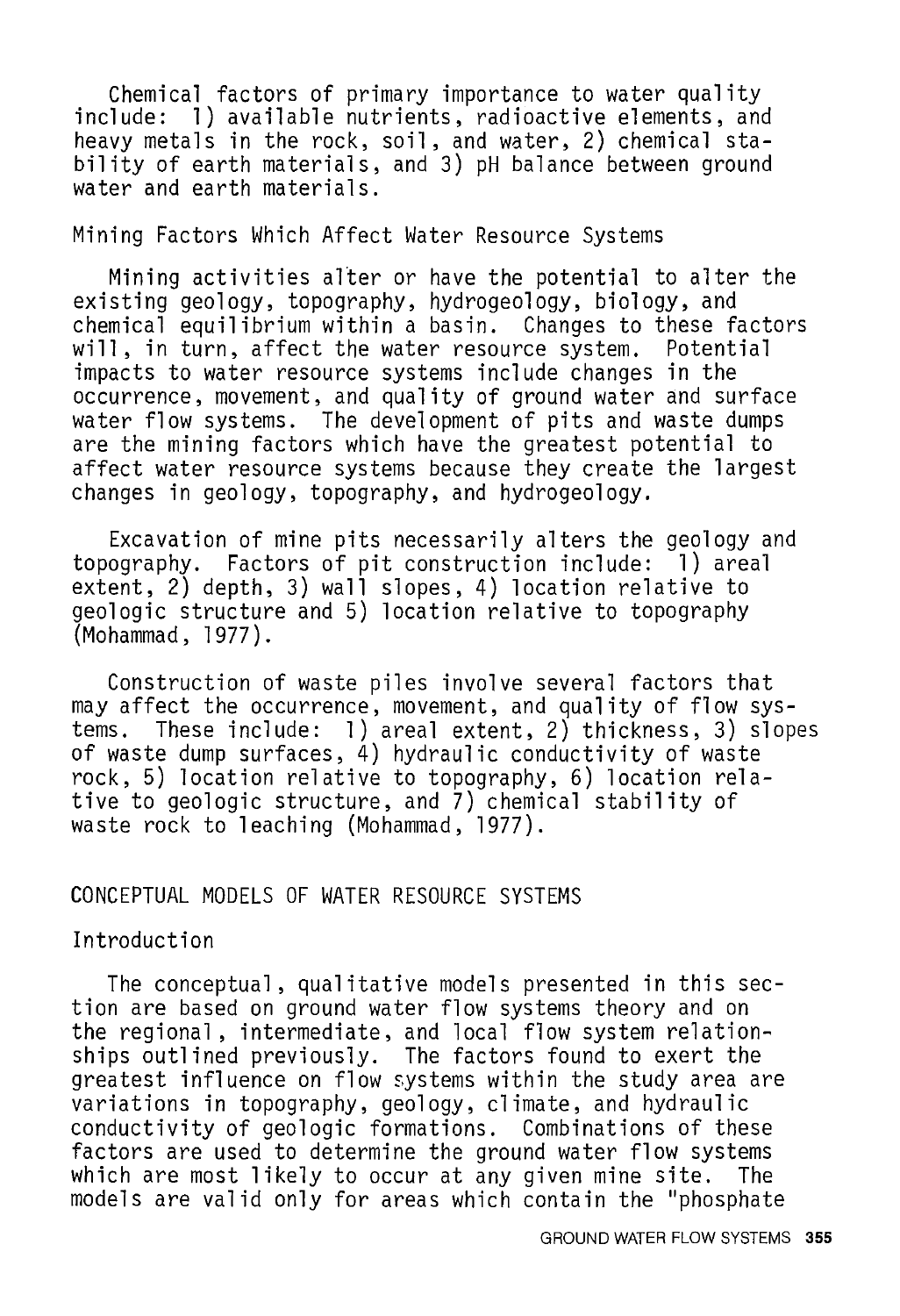Chemical factors of primary importance to water quality include: 1) available nutrients, radioactive elements, and heavy metals in the rock, soil, and water, 2) chemical stability of earth materials, and 3) pH balance between ground water and earth materials.

### Mining Factors Which Affect Water Resource Systems

Mining activities alter or have the potential to alter the existing geology, topography, hydrogeology, biology, and chemical equilibrium within a basin. Changes to these factors will, in turn, affect the water resource system. Potential impacts to water resource systems include changes in the occurrence, movement, and quality of ground water and surface water flow systems. The development of pits and waste dumps are the mining factors which have the greatest potential to affect water resource systems because they create the largest changes in geology, topography, and hydrogeology.

Excavation of mine pits necessarily alters the geology and topography. Factors of pit construction include: 1) areal extent, 2) depth, 3) wall slopes, 4) location relative to geologic structure and 5) location relative to topography (Mohammad, 1977).

Construction of waste piles involve several factors that may affect the occurrence, movement, and quality of flow systems. These include: 1) areal extent, 2) thickness, 3) slopes of waste dump surfaces, 4) hydraulic conductivity of waste rock, 5) location relative to topography, 6) location relative to geologic structure, and 7) chemical stability of waste rock to leaching (Mohammad, 1977).

## CONCEPTUAL MODELS OF WATER RESOURCE SYSTEMS

### Introduction

The conceptual, qualitative models presented in this section are based on ground water flow systems theory and on the regional, intermediate, and local flow system relationships outlined previously. The factors found to exert the greatest influence on flow systems within the study area are variations in topography, geology, climate, and hydraulic conductivity of geologic formations. Combinations of these factors are used to determine the ground water flow systems which are most likely to occur at any given mine site. The models are valid only for areas which contain the "phosphate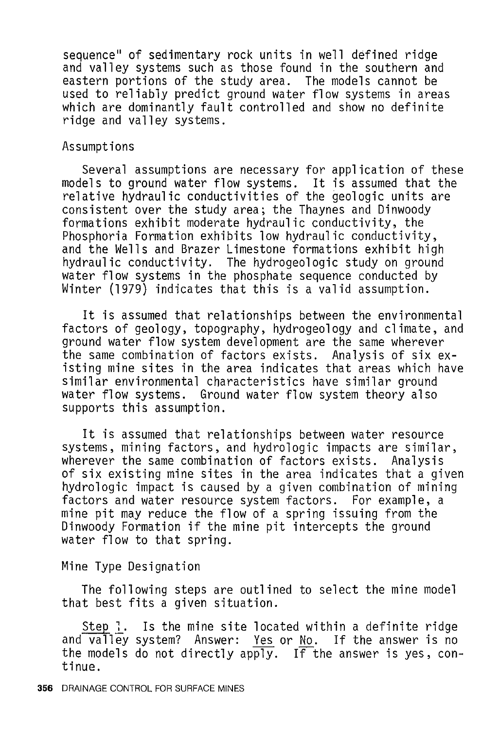sequence" of sedimentary rock units in well defined ridge and valley systems such as those found in the southern and eastern portions of the study area. The models cannot be used to reliably predict ground water flow systems in areas which are dominantly fault controlled and show no definite ridge and valley systems.

## Assumptions

Several assumptions are necessary for application of these models to ground water flow systems. It is assumed that the relative hydraulic conductivities of the geologic units are consistent over the study area; the Thaynes and Dinwoody formations exhibit moderate hydraulic conductivity, the Phosphoria Formation exhibits low hydraulic conductivity, and the Wells and Brazer Limestone formations exhibit high hydraulic conductivity. The hydrogeologic study on ground water flow systems in the phosphate sequence conducted by Winter (1979) indicates that this is a valid assumption.

It is assumed that relationships between the environmental factors of geology, topography, hydrogeology and climate, and ground water flow system development are the same wherever the same combination of factors exists. Analysis of six existing mine sites in the area indicates that areas which have similar environmental characteristics have similar ground water flow systems. Ground water flow system theory also supports this assumption.

It is assumed that relationships between water resource systems, mining factors, and hydrologic impacts are similar, wherever the same combination of factors exists. Analysis of six existing mine sites in the area indicates that a given hydrologic impact is caused by a given combination of mining factors and water resource system factors. For example, a mine pit may reduce the flow of a spring issuing from the Dinwoody Formation if the mine pit intercepts the ground water flow to that spring.

## Mine Type Designation

The following steps are outlined to select the mine model that best fits a given situation.

Step 1. Is the mine site located within a definite ridge and valley system? Answer: Yes or No. If the answer is no the models do not directly apply. If the answer is yes, continue.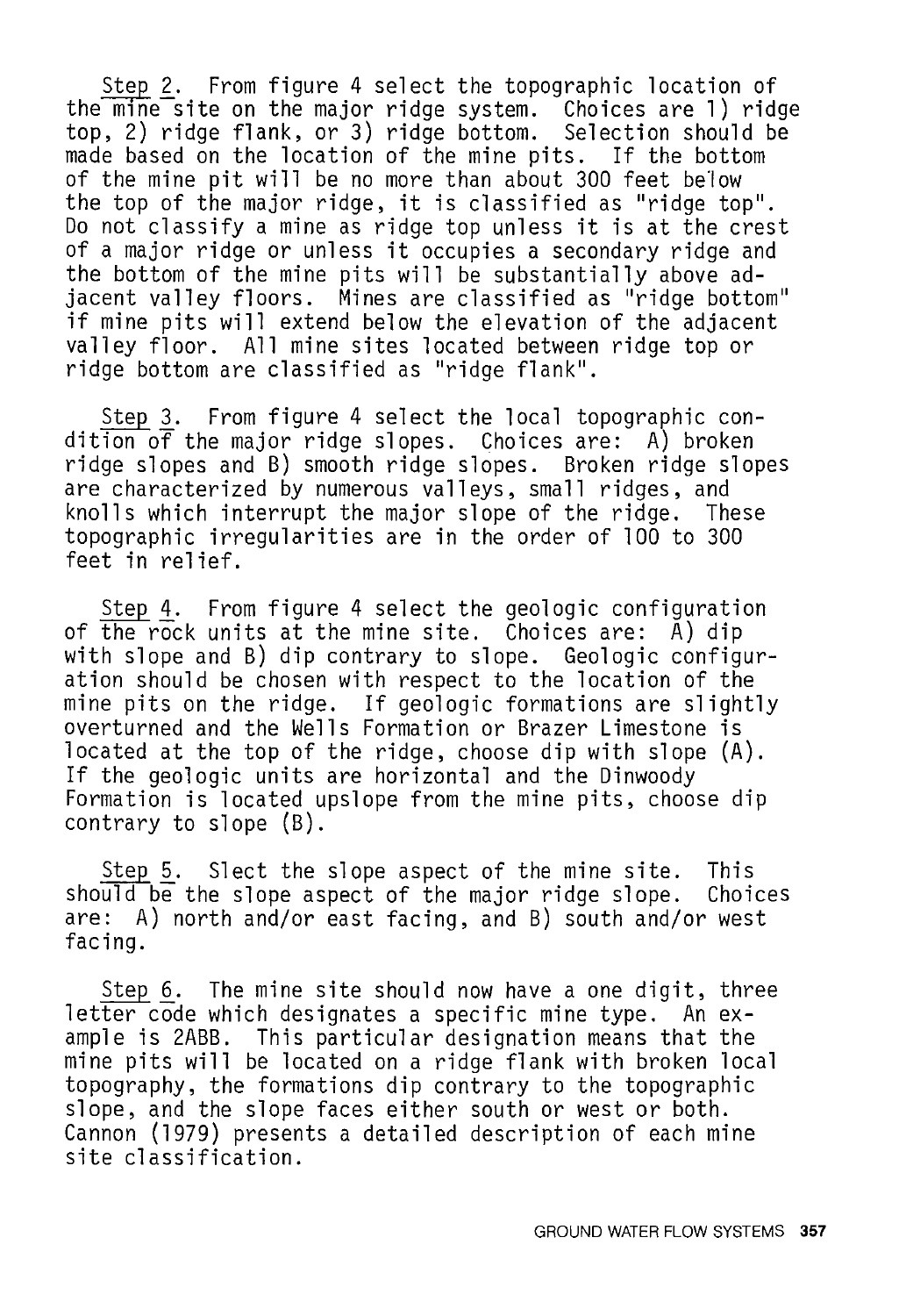Step 2. From figure 4 select the topographic location of the mine site on the major ridge system. Choices are 1) ridge top, 2) ridge flank, or 3) ridge bottom. Selection should be made based on the location of the mine pits. If the bottom of the mine pit will be no more than about 300 feet below the top of the major ridge, it is classified as "ridge top". Do not classify a mine as ridge top unless it is at the crest of a major ridge or unless it occupies a secondary ridge and the bottom of the mine pits will be substantially above adjacent valley floors. Mines are classified as "ridge bottom" if mine pits will extend below the elevation of the adjacent valley floor. All mine sites located between ridge top or ridge bottom are classified as "ridge flank".

Step 3. From figure 4 select the local topographic condition of the major ridge slopes. Choices are: A) broken ridge slopes and B) smooth ridge slopes. Broken ridge slopes are characterized by numerous valleys, small ridges, and knolls which interrupt the major slope of the ridge. These topographic irregularities are in the order of 100 to 300 feet in relief.

Step 4. From figure 4 select the geologic configuration of the rock units at the mine site. Choices are: A) dip with slope and B) dip contrary to slope. Geologic configuration should be chosen with respect to the location of the mine pits on the ridge. If geologic formations are slightly overturned and the Wells Formation or Brazer Limestone is located at the top of the ridge, choose dip with slope (A). If the geologic units are horizontal and the Dinwoody Formation is located upslope from the mine pits, choose dip contrary to slope (B).

Step 5. Slect the slope aspect of the mine site. This should be the slope aspect of the major ridge slope. Choices are: A) north and/or east facing, and B) south and/or west facing.

Step 6. The mine site should now have a one digit, three letter code which designates a specific mine type. An example is 2ABB. This particular designation means that the mine pits will be located on a ridge flank with broken local topography, the formations dip contrary to the topographic slope, and the slope faces either south or west or both. Cannon (1979) presents a detailed description of each mine site classification.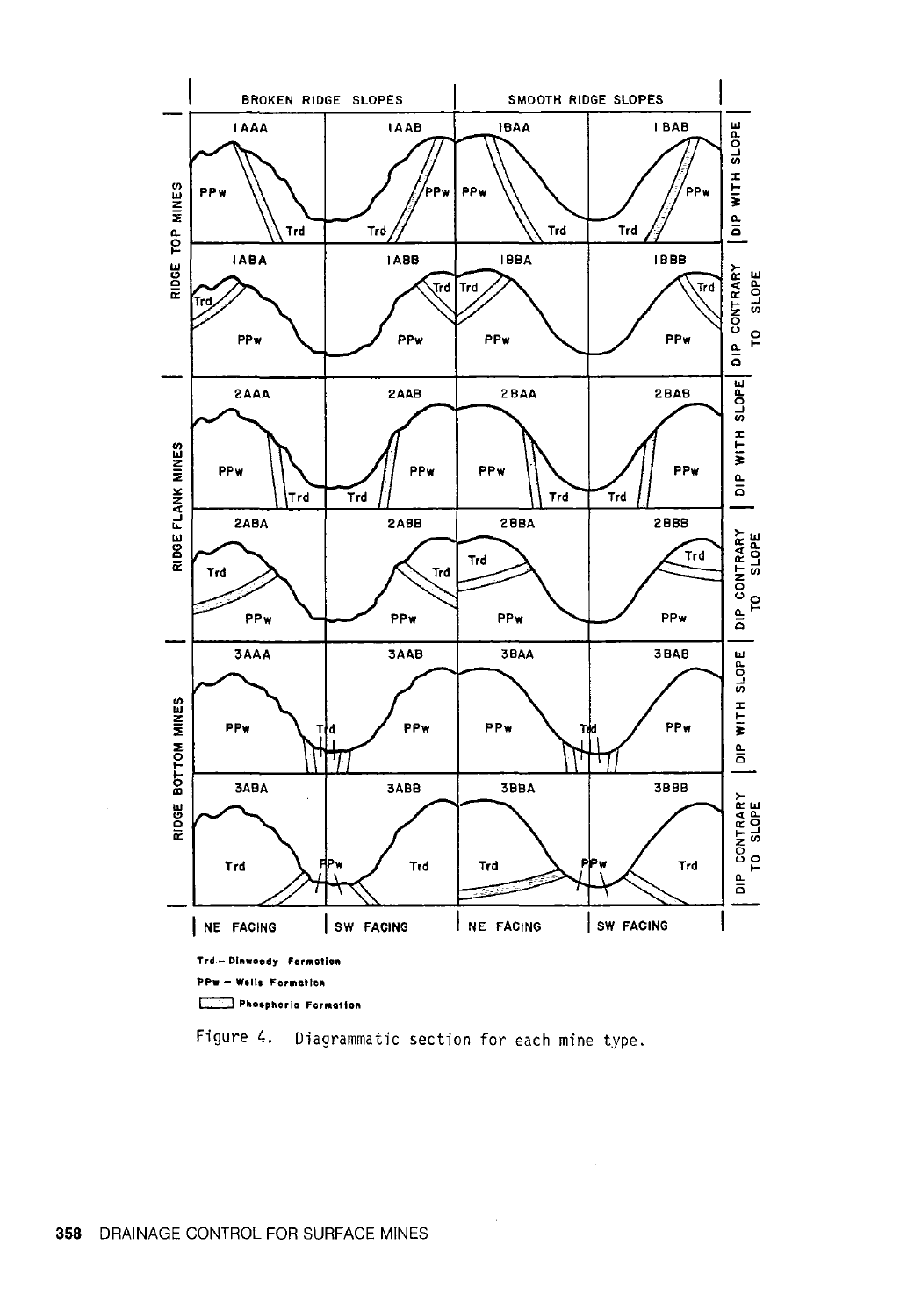Trd – Dinwoody Formation

PPw – Wells Formation

Phosphoric Formation

Figure 4. Diagrammatic section for each mine type.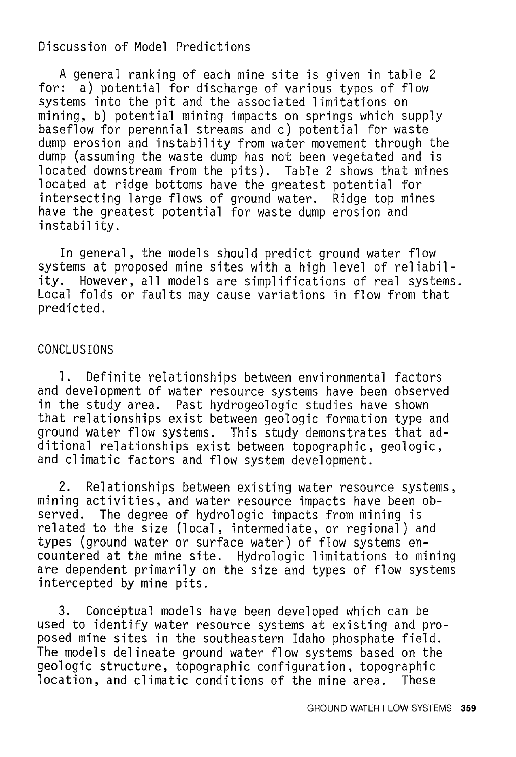## Discussion of Model Predictions

A general ranking of each mine site is given in table 2 for: a) potential for discharge of various types of flow systems into the pit and the associated limitations on mining, b) potential mining impacts on springs which supply baseflow for perennial streams and c) potential for waste dump erosion and instability from water movement through the dump (assuming the waste dump has not been vegetated and is located downstream from the pits). Table 2 shows that mines located at ridge bottoms have the greatest potential for intersecting large flows of ground water. Ridge top mines have the greatest potential for waste dump erosion and instability.

In general, the models should predict ground water flow systems at proposed mine sites with a high level of reliability. However, all models are simplifications of real systems. Local folds or faults may cause variations in flow from that predicted.

## CONCLUSIONS

1. Definite relationships between environmental factors and development of water resource systems have been observed in the study area. Past hydrogeologic studies have shown that relationships exist between geologic formation type and ground water flow systems. This study demonstrates that additional relationships exist between topographic, geologic, and climatic factors and flow system development.

2. Relationships between existing water resource systems, mining activities, and water resource impacts have been observed. The degree of hydrologic impacts from mining is related to the size (local, intermediate, or regional) and types (ground water or surface water) of flow systems encountered at the mine site. Hydrologic limitations to mining are dependent primarily on the size and types of flow systems intercepted by mine pits.

3. Conceptual models have been developed which can be used to identify water resource systems at existing and proposed mine sites in the southeastern Idaho phosphate field. The models delineate ground water flow systems based on the geologic structure, topographic configuration, topographic location, and climatic conditions of the mine area. These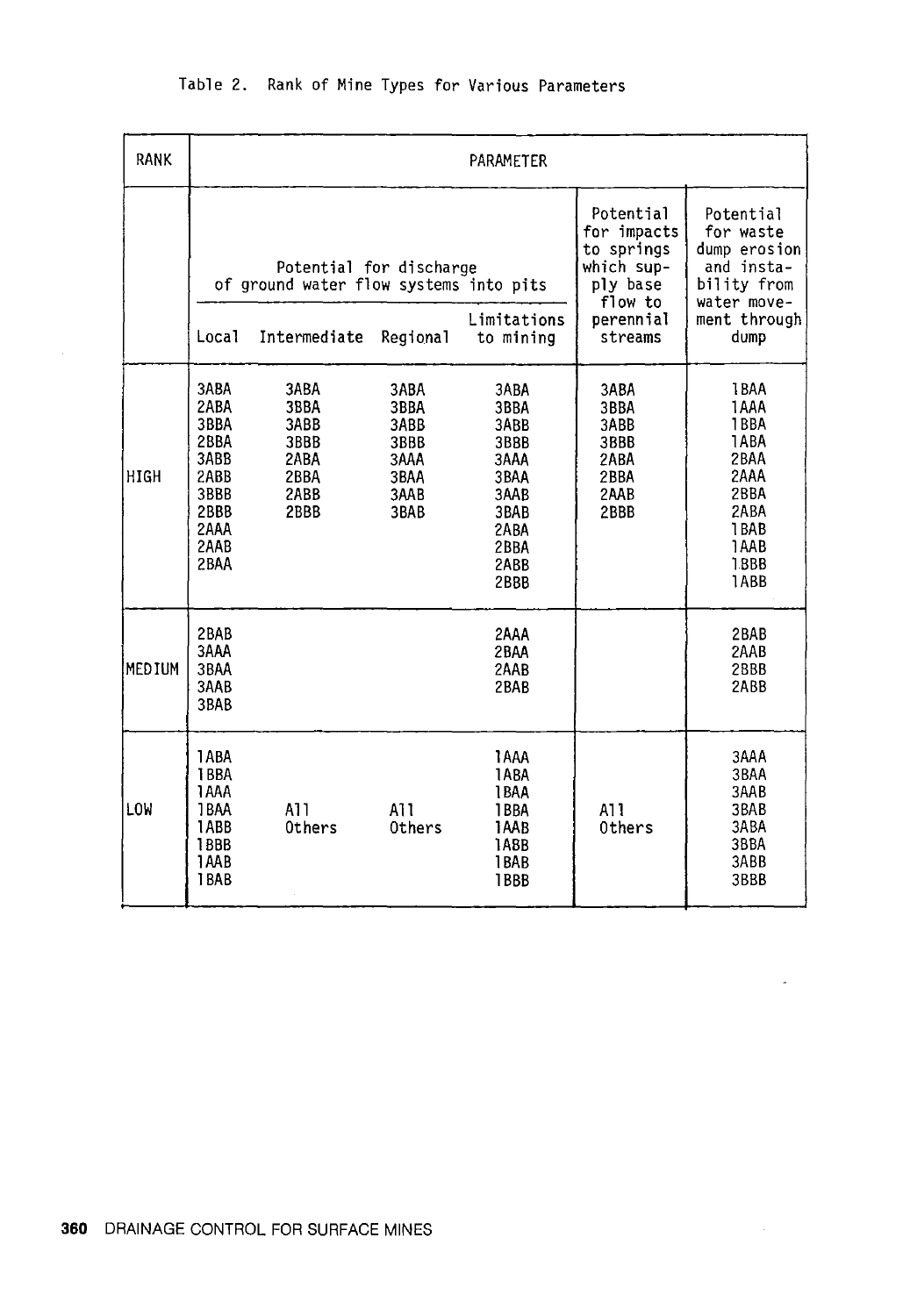Table 2. Rank of Mine Types for Various Parameters

| RANK | Potential for discharge of ground water flow systems into pits: Local | Intermediate | Regional | Limitations to mining | Potential for impacts to springs which supply base flow to perennial streams | Potential for waste dump erosion and instability from water movement through dump |
|---|---|---|---|---|---|---|
| HIGH | 3ABA<br>2ABA<br>3BBA<br>2BBA<br>3ABB<br>2ABB<br>3BBB<br>2BBB<br>2AAA<br>2AAB<br>2BAA | 3ABA<br>3BBA<br>3ABB<br>3BBB<br>2ABA<br>2BBA<br>2ABB<br>2BBB | 3ABA<br>3BBA<br>3ABB<br>3BBB<br>3AAA<br>3BAA<br>3AAB<br>3BAB | 3ABA<br>3BBA<br>3ABB<br>3BBB<br>3AAA<br>3BAA<br>3AAB<br>3BAB<br>2ABA<br>2BBA<br>2ABB<br>2BBB | 3ABA<br>3BBA<br>3ABB<br>3BBB<br>2ABA<br>2BBA<br>2AAB<br>2BBB | 1BAA<br>1AAA<br>1BBA<br>1ABA<br>2BAA<br>2AAA<br>2BBA<br>2ABA<br>1BAB<br>1AAB<br>1BBB<br>1ABB |
| MEDIUM | 2BAB<br>3AAA<br>3BAA<br>3AAB<br>3BAB | | | 2AAA<br>2BAA<br>2AAB<br>2BAB | | 2BAB<br>2AAB<br>2BBB<br>2ABB |
| LOW | 1ABA<br>1BBA<br>1AAA<br>1BAA<br>1ABB<br>1BBB<br>1AAB<br>1BAB | All Others | All Others | 1AAA<br>1ABA<br>1BAA<br>1BBA<br>1AAB<br>1ABB<br>1BAB<br>1BBB | All Others | 3AAA<br>3BAA<br>3AAB<br>3BAB<br>3ABA<br>3BBA<br>3ABB<br>3BBB |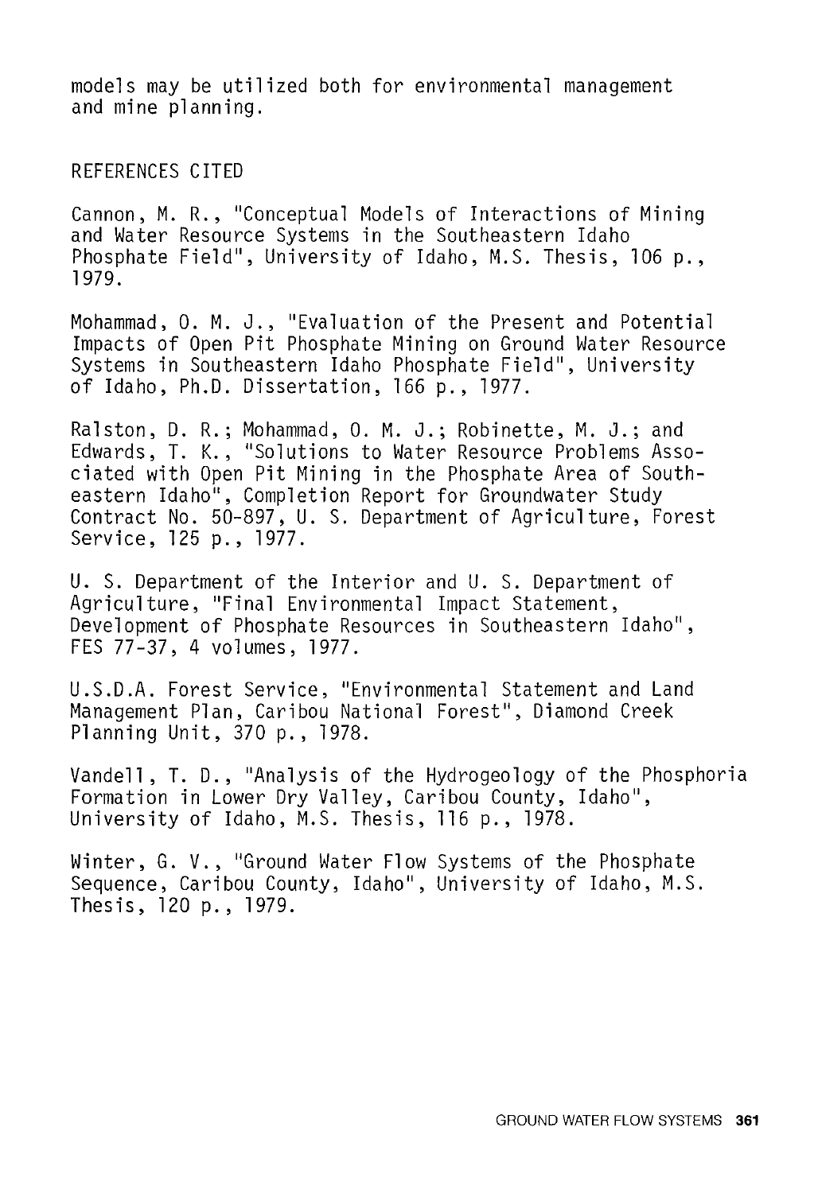models may be utilized both for environmental management and mine planning.

## REFERENCES CITED

Cannon, M. R., "Conceptual Models of Interactions of Mining and Water Resource Systems in the Southeastern Idaho Phosphate Field", University of Idaho, M.S. Thesis, 106 p., 1979.

Mohammad, O. M. J., "Evaluation of the Present and Potential Impacts of Open Pit Phosphate Mining on Ground Water Resource Systems in Southeastern Idaho Phosphate Field", University of Idaho, Ph.D. Dissertation, 166 p., 1977.

Ralston, D. R.; Mohammad, O. M. J.; Robinette, M. J.; and Edwards, T. K., "Solutions to Water Resource Problems Associated with Open Pit Mining in the Phosphate Area of Southeastern Idaho", Completion Report for Groundwater Study Contract No. 50-897, U. S. Department of Agriculture, Forest Service, 125 p., 1977.

U. S. Department of the Interior and U. S. Department of Agriculture, "Final Environmental Impact Statement, Development of Phosphate Resources in Southeastern Idaho", FES 77-37, 4 volumes, 1977.

U.S.D.A. Forest Service, "Environmental Statement and Land Management Plan, Caribou National Forest", Diamond Creek Planning Unit, 370 p., 1978.

Vandell, T. D., "Analysis of the Hydrogeology of the Phosphoria Formation in Lower Dry Valley, Caribou County, Idaho", University of Idaho, M.S. Thesis, 116 p., 1978.

Winter, G. V., "Ground Water Flow Systems of the Phosphate Sequence, Caribou County, Idaho", University of Idaho, M.S. Thesis, 120 p., 1979.